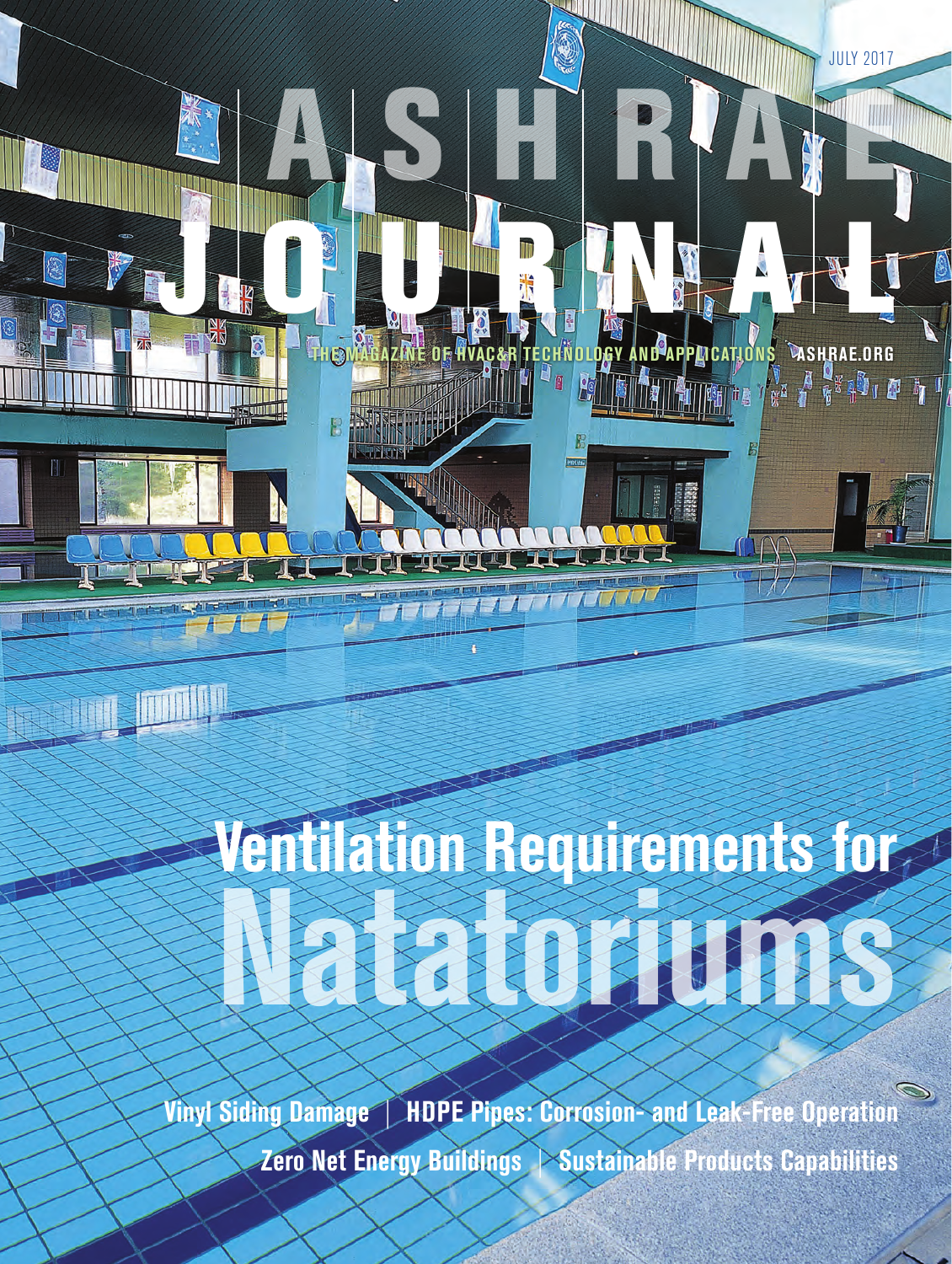JULY 2017

# ASHRAE JOURNAL

THE MAGAZINE OF HVAC&R TECHNOLOGY AND APPLICATIONS ASHRAE.ORG

# Ventilation Requirements for Natatoriums

Vinyl Siding Damage | HDPE Pipes: Corrosion- and Leak-Free Operation

Zero Net Energy Buildings | Sustainable Products Capabilities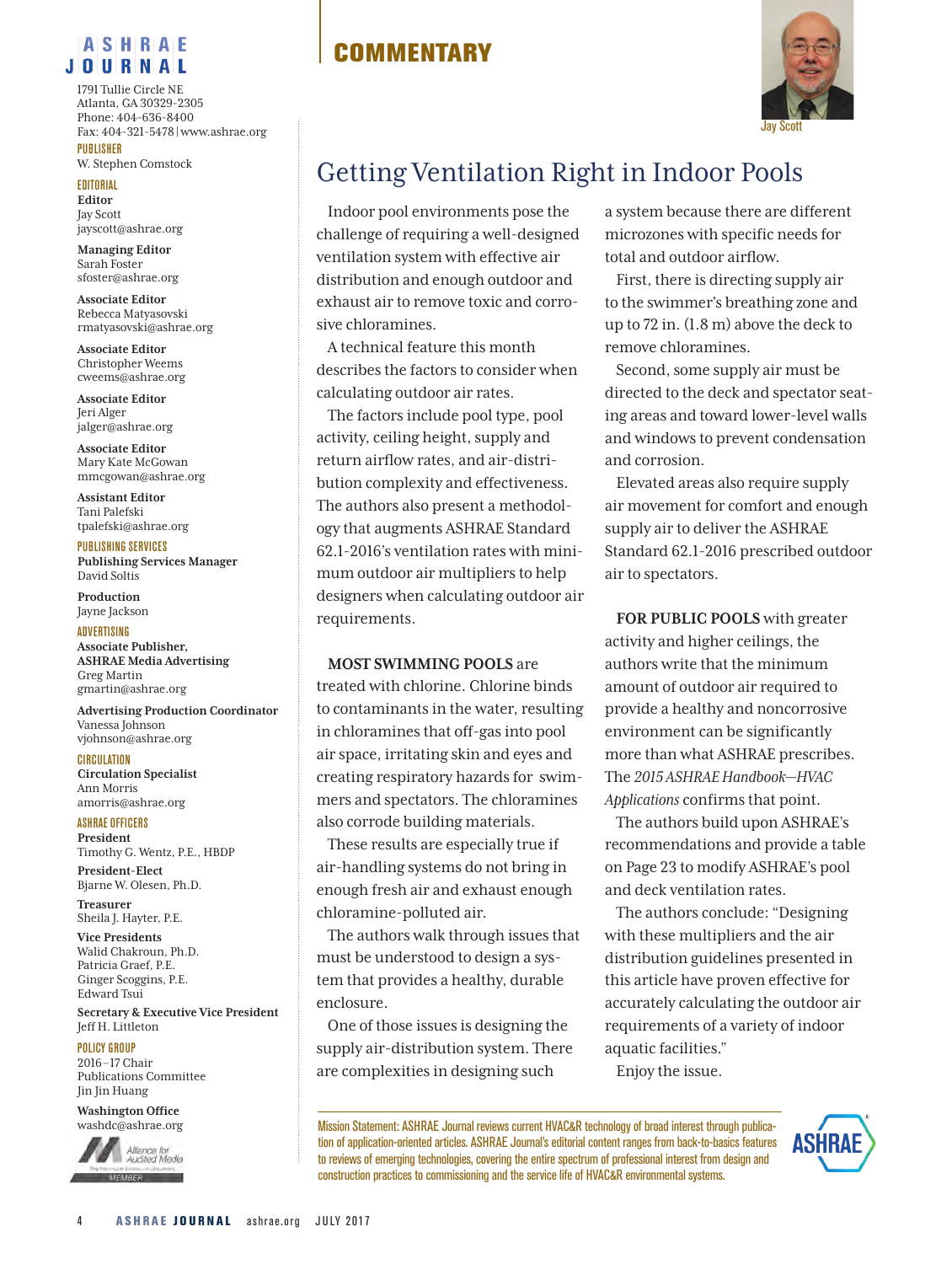# ASHRAE JOURNAL

1791 Tullie Circle NE
Atlanta, GA 30329-2305
Phone: 404-636-8400
Fax: 404-321-5478 | www.ashrae.org

**PUBLISHER**
W. Stephen Comstock

**EDITORIAL**

**Editor**
Jay Scott
jayscott@ashrae.org

**Managing Editor**
Sarah Foster
sfoster@ashrae.org

**Associate Editor**
Rebecca Matyasovski
rmatyasovski@ashrae.org

**Associate Editor**
Christopher Weems
cweems@ashrae.org

**Associate Editor**
Jeri Alger
jalger@ashrae.org

**Associate Editor**
Mary Kate McGowan
mmcgowan@ashrae.org

**Assistant Editor**
Tani Palefski
tpalefski@ashrae.org

**PUBLISHING SERVICES**

**Publishing Services Manager**
David Soltis

**Production**
Jayne Jackson

**ADVERTISING**

**Associate Publisher, ASHRAE Media Advertising**
Greg Martin
gmartin@ashrae.org

**Advertising Production Coordinator**
Vanessa Johnson
vjohnson@ashrae.org

**CIRCULATION**

**Circulation Specialist**
Ann Morris
amorris@ashrae.org

**ASHRAE OFFICERS**

**President**
Timothy G. Wentz, P.E., HBDP

**President-Elect**
Bjarne W. Olesen, Ph.D.

**Treasurer**
Sheila J. Hayter, P.E.

**Vice Presidents**
Walid Chakroun, Ph.D.
Patricia Graef, P.E.
Ginger Scoggins, P.E.
Edward Tsui

**Secretary & Executive Vice President**
Jeff H. Littleton

**POLICY GROUP**
2016–17 Chair
Publications Committee
Jin Jin Huang

**Washington Office**
washdc@ashrae.org

## COMMENTARY

Jay Scott

# Getting Ventilation Right in Indoor Pools

Indoor pool environments pose the challenge of requiring a well-designed ventilation system with effective air distribution and enough outdoor and exhaust air to remove toxic and corrosive chloramines.

A technical feature this month describes the factors to consider when calculating outdoor air rates.

The factors include pool type, pool activity, ceiling height, supply and return airflow rates, and air-distribution complexity and effectiveness. The authors also present a methodology that augments ASHRAE Standard 62.1-2016's ventilation rates with minimum outdoor air multipliers to help designers when calculating outdoor air requirements.

**MOST SWIMMING POOLS** are treated with chlorine. Chlorine binds to contaminants in the water, resulting in chloramines that off-gas into pool air space, irritating skin and eyes and creating respiratory hazards for swimmers and spectators. The chloramines also corrode building materials.

These results are especially true if air-handling systems do not bring in enough fresh air and exhaust enough chloramine-polluted air.

The authors walk through issues that must be understood to design a system that provides a healthy, durable enclosure.

One of those issues is designing the supply air-distribution system. There are complexities in designing such a system because there are different microzones with specific needs for total and outdoor airflow.

First, there is directing supply air to the swimmer's breathing zone and up to 72 in. (1.8 m) above the deck to remove chloramines.

Second, some supply air must be directed to the deck and spectator seating areas and toward lower-level walls and windows to prevent condensation and corrosion.

Elevated areas also require supply air movement for comfort and enough supply air to deliver the ASHRAE Standard 62.1-2016 prescribed outdoor air to spectators.

**FOR PUBLIC POOLS** with greater activity and higher ceilings, the authors write that the minimum amount of outdoor air required to provide a healthy and noncorrosive environment can be significantly more than what ASHRAE prescribes. The *2015 ASHRAE Handbook—HVAC Applications* confirms that point.

The authors build upon ASHRAE's recommendations and provide a table on Page 23 to modify ASHRAE's pool and deck ventilation rates.

The authors conclude: "Designing with these multipliers and the air distribution guidelines presented in this article have proven effective for accurately calculating the outdoor air requirements of a variety of indoor aquatic facilities."

Enjoy the issue.

Mission Statement: ASHRAE Journal reviews current HVAC&R technology of broad interest through publication of application-oriented articles. ASHRAE Journal's editorial content ranges from back-to-basics features to reviews of emerging technologies, covering the entire spectrum of professional interest from design and construction practices to commissioning and the service life of HVAC&R environmental systems.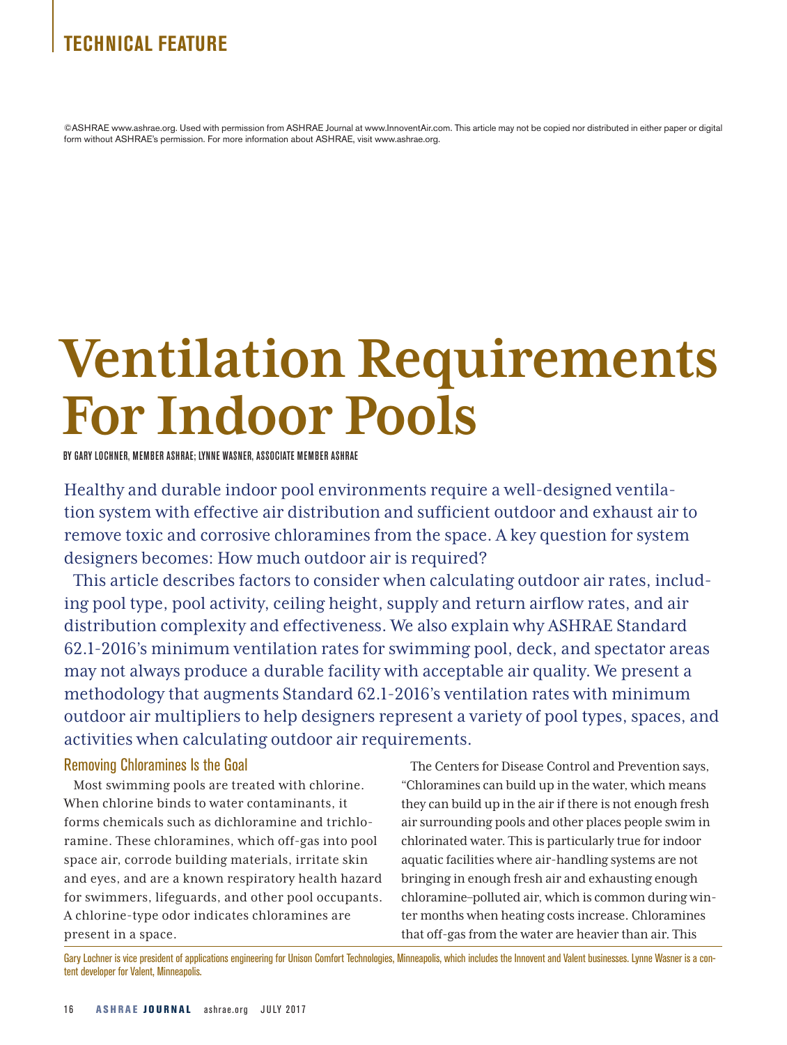TECHNICAL FEATURE

©ASHRAE www.ashrae.org. Used with permission from ASHRAE Journal at www.InnoventAir.com. This article may not be copied nor distributed in either paper or digital form without ASHRAE's permission. For more information about ASHRAE, visit www.ashrae.org.

# Ventilation Requirements For Indoor Pools

BY GARY LOCHNER, MEMBER ASHRAE; LYNNE WASNER, ASSOCIATE MEMBER ASHRAE

Healthy and durable indoor pool environments require a well-designed ventilation system with effective air distribution and sufficient outdoor and exhaust air to remove toxic and corrosive chloramines from the space. A key question for system designers becomes: How much outdoor air is required?

This article describes factors to consider when calculating outdoor air rates, including pool type, pool activity, ceiling height, supply and return airflow rates, and air distribution complexity and effectiveness. We also explain why ASHRAE Standard 62.1-2016's minimum ventilation rates for swimming pool, deck, and spectator areas may not always produce a durable facility with acceptable air quality. We present a methodology that augments Standard 62.1-2016's ventilation rates with minimum outdoor air multipliers to help designers represent a variety of pool types, spaces, and activities when calculating outdoor air requirements.

## Removing Chloramines Is the Goal

Most swimming pools are treated with chlorine. When chlorine binds to water contaminants, it forms chemicals such as dichloramine and trichloramine. These chloramines, which off-gas into pool space air, corrode building materials, irritate skin and eyes, and are a known respiratory health hazard for swimmers, lifeguards, and other pool occupants. A chlorine-type odor indicates chloramines are present in a space.

The Centers for Disease Control and Prevention says, "Chloramines can build up in the water, which means they can build up in the air if there is not enough fresh air surrounding pools and other places people swim in chlorinated water. This is particularly true for indoor aquatic facilities where air-handling systems are not bringing in enough fresh air and exhausting enough chloramine–polluted air, which is common during winter months when heating costs increase. Chloramines that off-gas from the water are heavier than air. This

Gary Lochner is vice president of applications engineering for Unison Comfort Technologies, Minneapolis, which includes the Innovent and Valent businesses. Lynne Wasner is a content developer for Valent, Minneapolis.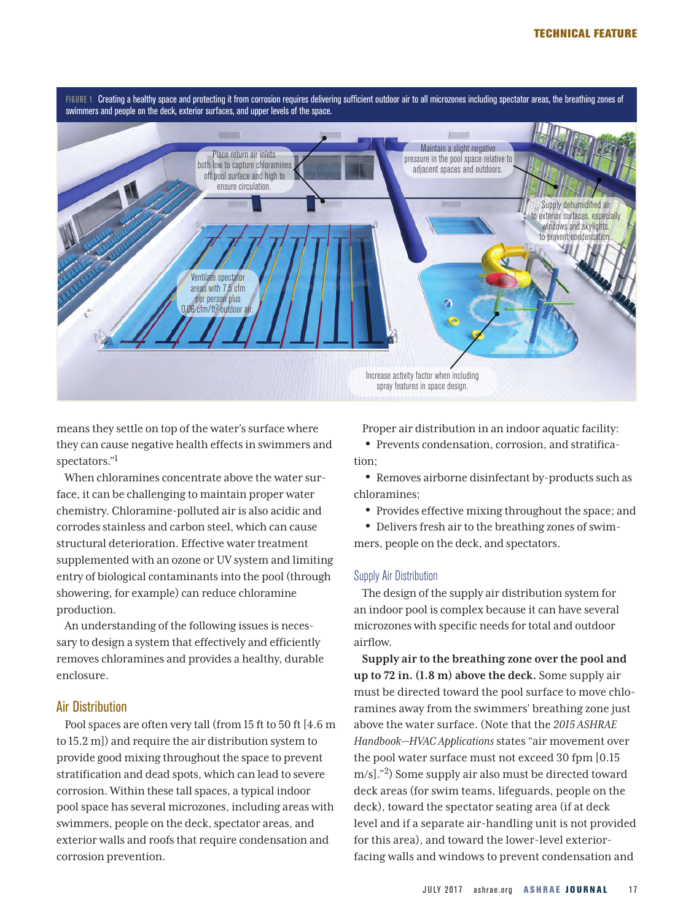FIGURE 1 Creating a healthy space and protecting it from corrosion requires delivering sufficient outdoor air to all microzones including spectator areas, the breathing zones of swimmers and people on the deck, exterior surfaces, and upper levels of the space.

Place return air inlets both low to capture chloramines off pool surface and high to ensure circulation.

Maintain a slight negative pressure in the pool space relative to adjacent spaces and outdoors.

Supply dehumidified air to exterior surfaces, especially windows and skylights, to prevent condensation.

Ventilate spectator areas with 7.5 cfm per person plus 0.06 cfm/ft$^2$ outdoor air.

Increase activity factor when including spray features in space design.

means they settle on top of the water's surface where they can cause negative health effects in swimmers and spectators."[1]

When chloramines concentrate above the water surface, it can be challenging to maintain proper water chemistry. Chloramine-polluted air is also acidic and corrodes stainless and carbon steel, which can cause structural deterioration. Effective water treatment supplemented with an ozone or UV system and limiting entry of biological contaminants into the pool (through showering, for example) can reduce chloramine production.

An understanding of the following issues is necessary to design a system that effectively and efficiently removes chloramines and provides a healthy, durable enclosure.

## Air Distribution

Pool spaces are often very tall (from 15 ft to 50 ft [4.6 m to 15.2 m]) and require the air distribution system to provide good mixing throughout the space to prevent stratification and dead spots, which can lead to severe corrosion. Within these tall spaces, a typical indoor pool space has several microzones, including areas with swimmers, people on the deck, spectator areas, and exterior walls and roofs that require condensation and corrosion prevention.

Proper air distribution in an indoor aquatic facility:

- Prevents condensation, corrosion, and stratification;
- Removes airborne disinfectant by-products such as chloramines;
- Provides effective mixing throughout the space; and
- Delivers fresh air to the breathing zones of swimmers, people on the deck, and spectators.

### Supply Air Distribution

The design of the supply air distribution system for an indoor pool is complex because it can have several microzones with specific needs for total and outdoor airflow.

**Supply air to the breathing zone over the pool and up to 72 in. (1.8 m) above the deck.** Some supply air must be directed toward the pool surface to move chloramines away from the swimmers' breathing zone just above the water surface. (Note that the *2015 ASHRAE Handbook—HVAC Applications* states "air movement over the pool water surface must not exceed 30 fpm [0.15 m/s]."[2]) Some supply air also must be directed toward deck areas (for swim teams, lifeguards, people on the deck), toward the spectator seating area (if at deck level and if a separate air-handling unit is not provided for this area), and toward the lower-level exterior-facing walls and windows to prevent condensation and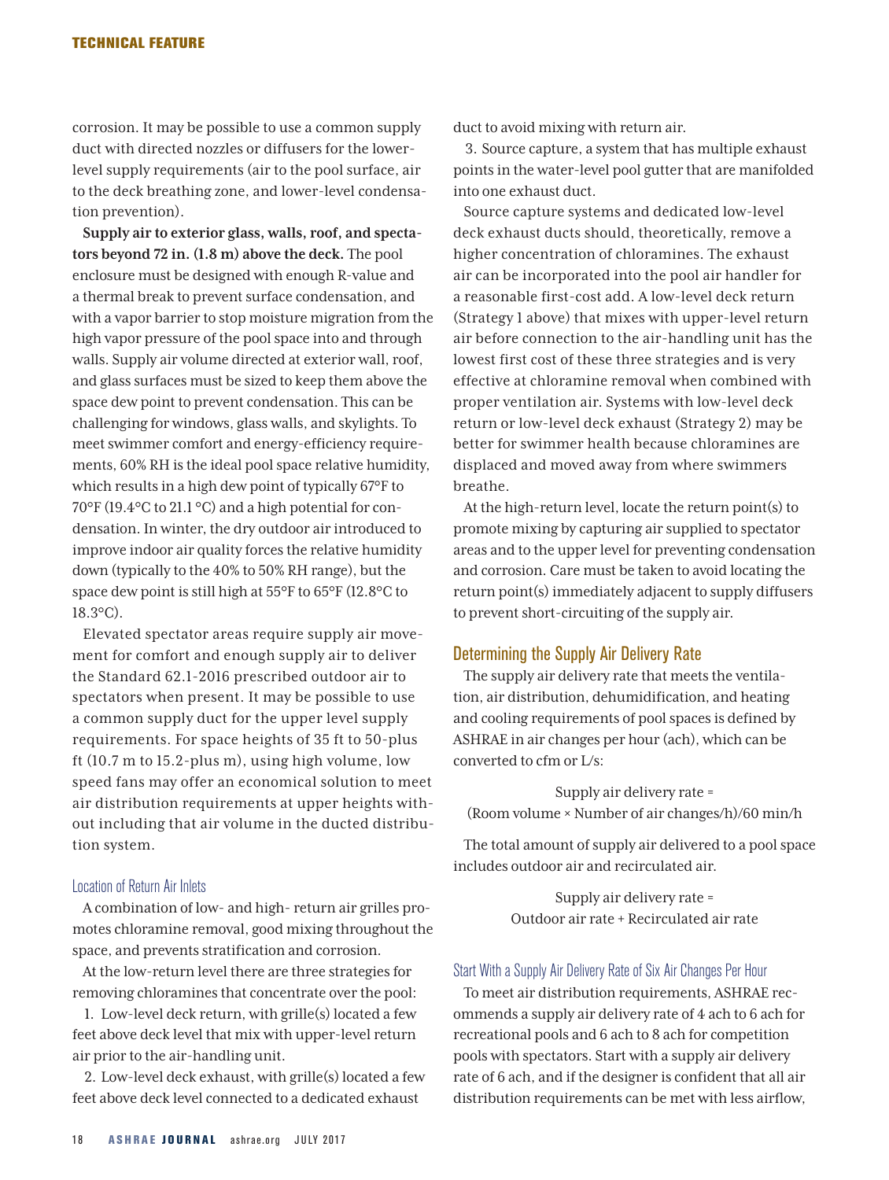corrosion. It may be possible to use a common supply duct with directed nozzles or diffusers for the lower-level supply requirements (air to the pool surface, air to the deck breathing zone, and lower-level condensation prevention).

**Supply air to exterior glass, walls, roof, and spectators beyond 72 in. (1.8 m) above the deck.** The pool enclosure must be designed with enough R-value and a thermal break to prevent surface condensation, and with a vapor barrier to stop moisture migration from the high vapor pressure of the pool space into and through walls. Supply air volume directed at exterior wall, roof, and glass surfaces must be sized to keep them above the space dew point to prevent condensation. This can be challenging for windows, glass walls, and skylights. To meet swimmer comfort and energy-efficiency requirements, 60% RH is the ideal pool space relative humidity, which results in a high dew point of typically 67°F to 70°F (19.4°C to 21.1 °C) and a high potential for condensation. In winter, the dry outdoor air introduced to improve indoor air quality forces the relative humidity down (typically to the 40% to 50% RH range), but the space dew point is still high at 55°F to 65°F (12.8°C to 18.3°C).

Elevated spectator areas require supply air movement for comfort and enough supply air to deliver the Standard 62.1-2016 prescribed outdoor air to spectators when present. It may be possible to use a common supply duct for the upper level supply requirements. For space heights of 35 ft to 50-plus ft (10.7 m to 15.2-plus m), using high volume, low speed fans may offer an economical solution to meet air distribution requirements at upper heights without including that air volume in the ducted distribution system.

### Location of Return Air Inlets

A combination of low- and high- return air grilles promotes chloramine removal, good mixing throughout the space, and prevents stratification and corrosion.

At the low-return level there are three strategies for removing chloramines that concentrate over the pool:

1. Low-level deck return, with grille(s) located a few feet above deck level that mix with upper-level return air prior to the air-handling unit.
2. Low-level deck exhaust, with grille(s) located a few feet above deck level connected to a dedicated exhaust duct to avoid mixing with return air.
3. Source capture, a system that has multiple exhaust points in the water-level pool gutter that are manifolded into one exhaust duct.

Source capture systems and dedicated low-level deck exhaust ducts should, theoretically, remove a higher concentration of chloramines. The exhaust air can be incorporated into the pool air handler for a reasonable first-cost add. A low-level deck return (Strategy 1 above) that mixes with upper-level return air before connection to the air-handling unit has the lowest first cost of these three strategies and is very effective at chloramine removal when combined with proper ventilation air. Systems with low-level deck return or low-level deck exhaust (Strategy 2) may be better for swimmer health because chloramines are displaced and moved away from where swimmers breathe.

At the high-return level, locate the return point(s) to promote mixing by capturing air supplied to spectator areas and to the upper level for preventing condensation and corrosion. Care must be taken to avoid locating the return point(s) immediately adjacent to supply diffusers to prevent short-circuiting of the supply air.

## Determining the Supply Air Delivery Rate

The supply air delivery rate that meets the ventilation, air distribution, dehumidification, and heating and cooling requirements of pool spaces is defined by ASHRAE in air changes per hour (ach), which can be converted to cfm or L/s:

$$\text{Supply air delivery rate} = (\text{Room volume} \times \text{Number of air changes/h})/60 \text{ min/h}$$

The total amount of supply air delivered to a pool space includes outdoor air and recirculated air.

$$\text{Supply air delivery rate} = \text{Outdoor air rate} + \text{Recirculated air rate}$$

### Start With a Supply Air Delivery Rate of Six Air Changes Per Hour

To meet air distribution requirements, ASHRAE recommends a supply air delivery rate of 4 ach to 6 ach for recreational pools and 6 ach to 8 ach for competition pools with spectators. Start with a supply air delivery rate of 6 ach, and if the designer is confident that all air distribution requirements can be met with less airflow,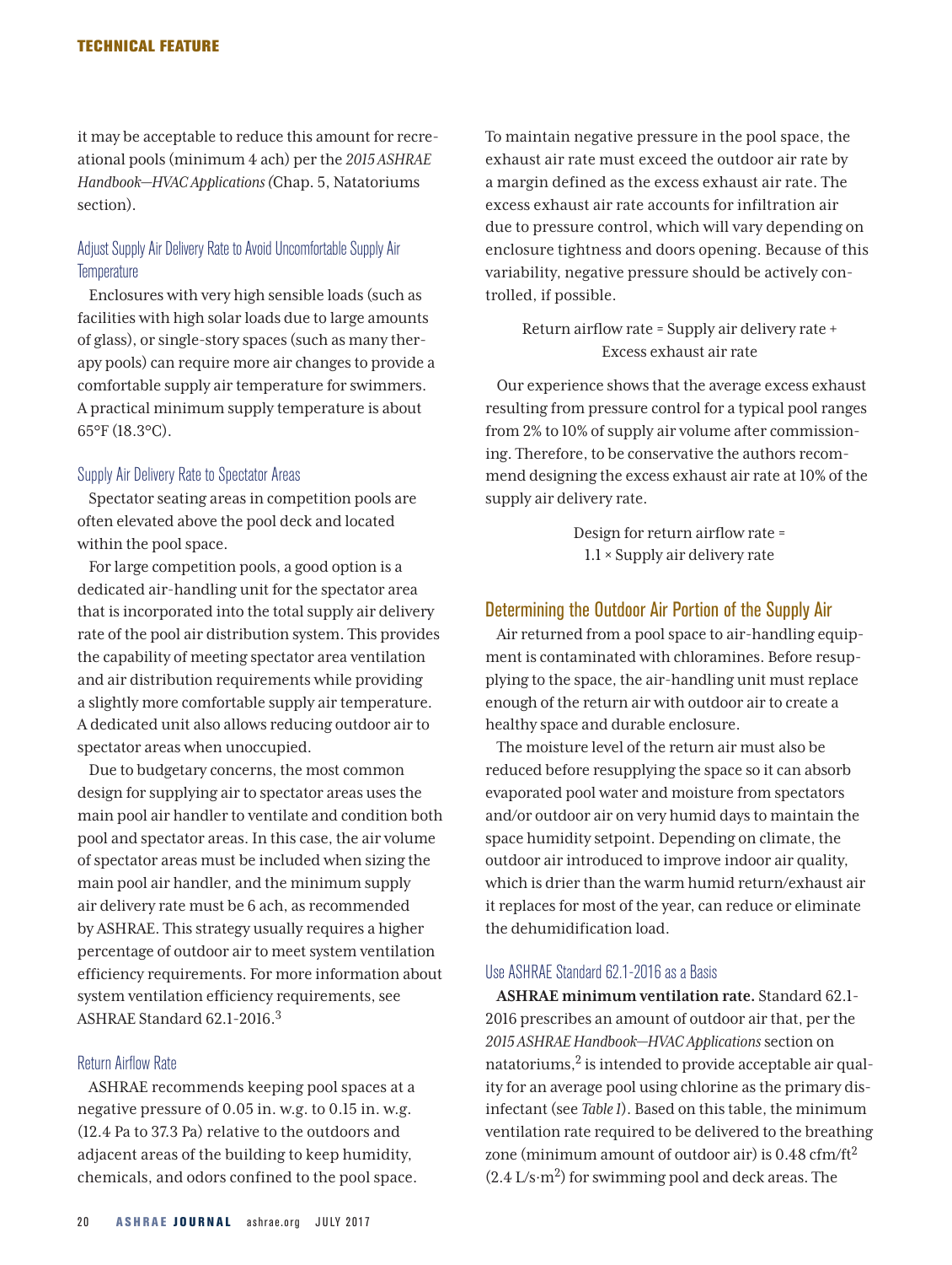it may be acceptable to reduce this amount for recreational pools (minimum 4 ach) per the *2015 ASHRAE Handbook—HVAC Applications* (Chap. 5, Natatoriums section).

### Adjust Supply Air Delivery Rate to Avoid Uncomfortable Supply Air Temperature

Enclosures with very high sensible loads (such as facilities with high solar loads due to large amounts of glass), or single-story spaces (such as many therapy pools) can require more air changes to provide a comfortable supply air temperature for swimmers. A practical minimum supply temperature is about 65°F (18.3°C).

### Supply Air Delivery Rate to Spectator Areas

Spectator seating areas in competition pools are often elevated above the pool deck and located within the pool space.

For large competition pools, a good option is a dedicated air-handling unit for the spectator area that is incorporated into the total supply air delivery rate of the pool air distribution system. This provides the capability of meeting spectator area ventilation and air distribution requirements while providing a slightly more comfortable supply air temperature. A dedicated unit also allows reducing outdoor air to spectator areas when unoccupied.

Due to budgetary concerns, the most common design for supplying air to spectator areas uses the main pool air handler to ventilate and condition both pool and spectator areas. In this case, the air volume of spectator areas must be included when sizing the main pool air handler, and the minimum supply air delivery rate must be 6 ach, as recommended by ASHRAE. This strategy usually requires a higher percentage of outdoor air to meet system ventilation efficiency requirements. For more information about system ventilation efficiency requirements, see ASHRAE Standard 62.1-2016.[3]

### Return Airflow Rate

ASHRAE recommends keeping pool spaces at a negative pressure of 0.05 in. w.g. to 0.15 in. w.g. (12.4 Pa to 37.3 Pa) relative to the outdoors and adjacent areas of the building to keep humidity, chemicals, and odors confined to the pool space.

To maintain negative pressure in the pool space, the exhaust air rate must exceed the outdoor air rate by a margin defined as the excess exhaust air rate. The excess exhaust air rate accounts for infiltration air due to pressure control, which will vary depending on enclosure tightness and doors opening. Because of this variability, negative pressure should be actively controlled, if possible.

Return airflow rate = Supply air delivery rate + Excess exhaust air rate

Our experience shows that the average excess exhaust resulting from pressure control for a typical pool ranges from 2% to 10% of supply air volume after commissioning. Therefore, to be conservative the authors recommend designing the excess exhaust air rate at 10% of the supply air delivery rate.

Design for return airflow rate = 1.1 × Supply air delivery rate

## Determining the Outdoor Air Portion of the Supply Air

Air returned from a pool space to air-handling equipment is contaminated with chloramines. Before resupplying to the space, the air-handling unit must replace enough of the return air with outdoor air to create a healthy space and durable enclosure.

The moisture level of the return air must also be reduced before resupplying the space so it can absorb evaporated pool water and moisture from spectators and/or outdoor air on very humid days to maintain the space humidity setpoint. Depending on climate, the outdoor air introduced to improve indoor air quality, which is drier than the warm humid return/exhaust air it replaces for most of the year, can reduce or eliminate the dehumidification load.

### Use ASHRAE Standard 62.1-2016 as a Basis

**ASHRAE minimum ventilation rate.** Standard 62.1-2016 prescribes an amount of outdoor air that, per the *2015 ASHRAE Handbook—HVAC Applications* section on natatoriums,[2] is intended to provide acceptable air quality for an average pool using chlorine as the primary disinfectant (see *Table 1*). Based on this table, the minimum ventilation rate required to be delivered to the breathing zone (minimum amount of outdoor air) is 0.48 cfm/ft$^2$ (2.4 L/s·m$^2$) for swimming pool and deck areas. The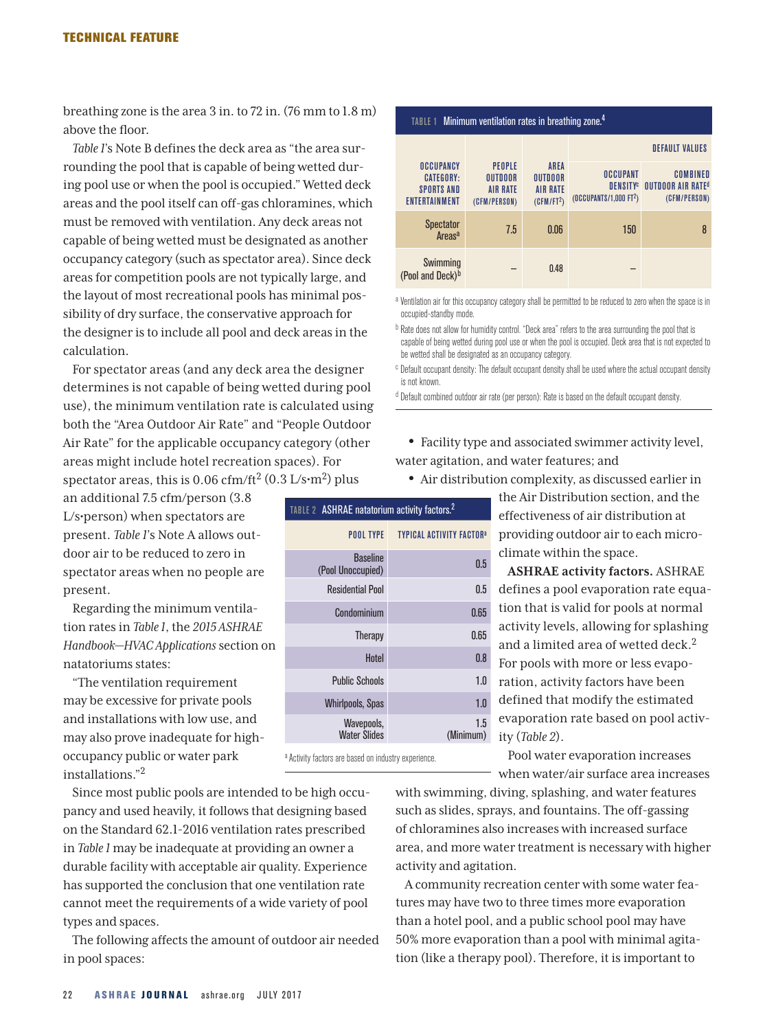breathing zone is the area 3 in. to 72 in. (76 mm to 1.8 m) above the floor.

*Table 1*'s Note B defines the deck area as "the area surrounding the pool that is capable of being wetted during pool use or when the pool is occupied." Wetted deck areas and the pool itself can off-gas chloramines, which must be removed with ventilation. Any deck areas not capable of being wetted must be designated as another occupancy category (such as spectator area). Since deck areas for competition pools are not typically large, and the layout of most recreational pools has minimal possibility of dry surface, the conservative approach for the designer is to include all pool and deck areas in the calculation.

For spectator areas (and any deck area the designer determines is not capable of being wetted during pool use), the minimum ventilation rate is calculated using both the "Area Outdoor Air Rate" and "People Outdoor Air Rate" for the applicable occupancy category (other areas might include hotel recreation spaces). For spectator areas, this is 0.06 cfm/ft$^2$ (0.3 L/s·m$^2$) plus an additional 7.5 cfm/person (3.8 L/s·person) when spectators are present. *Table 1*'s Note A allows outdoor air to be reduced to zero in spectator areas when no people are present.

Regarding the minimum ventilation rates in *Table 1*, the *2015 ASHRAE Handbook—HVAC Applications* section on natatoriums states:

"The ventilation requirement may be excessive for private pools and installations with low use, and may also prove inadequate for high-occupancy public or water park installations."[2]

Since most public pools are intended to be high occupancy and used heavily, it follows that designing based on the Standard 62.1-2016 ventilation rates prescribed in *Table 1* may be inadequate at providing an owner a durable facility with acceptable air quality. Experience has supported the conclusion that one ventilation rate cannot meet the requirements of a wide variety of pool types and spaces.

The following affects the amount of outdoor air needed in pool spaces:

**TABLE 1** Minimum ventilation rates in breathing zone.[4]

| Occupancy Category: Sports and Entertainment | People Outdoor Air Rate (cfm/person) | Area Outdoor Air Rate (cfm/ft$^2$) | Default Values: Occupant Density[c] (occupants/1,000 ft$^2$) | Default Values: Combined Outdoor Air Rate[d] (cfm/person) |
|---|---|---|---|---|
| Spectator Areas[a] | 7.5 | 0.06 | 150 | 8 |
| Swimming (Pool and Deck)[b] | – | 0.48 | – | |

[a] Ventilation air for this occupancy category shall be permitted to be reduced to zero when the space is in occupied-standby mode.

[b] Rate does not allow for humidity control. "Deck area" refers to the area surrounding the pool that is capable of being wetted during pool use or when the pool is occupied. Deck area that is not expected to be wetted shall be designated as an occupancy category.

[c] Default occupant density: The default occupant density shall be used where the actual occupant density is not known.

[d] Default combined outdoor air rate (per person): Rate is based on the default occupant density.

- Facility type and associated swimmer activity level, water agitation, and water features; and
- Air distribution complexity, as discussed earlier in the Air Distribution section, and the effectiveness of air distribution at providing outdoor air to each microclimate within the space.

**TABLE 2** ASHRAE natatorium activity factors.[2]

| Pool Type | Typical Activity Factor[a] |
|---|---|
| Baseline (Pool Unoccupied) | 0.5 |
| Residential Pool | 0.5 |
| Condominium | 0.65 |
| Therapy | 0.65 |
| Hotel | 0.8 |
| Public Schools | 1.0 |
| Whirlpools, Spas | 1.0 |
| Wavepools, Water Slides | 1.5 (Minimum) |

[a] Activity factors are based on industry experience.

**ASHRAE activity factors.** ASHRAE defines a pool evaporation rate equation that is valid for pools at normal activity levels, allowing for splashing and a limited area of wetted deck.[2] For pools with more or less evaporation, activity factors have been defined that modify the estimated evaporation rate based on pool activity (*Table 2*).

Pool water evaporation increases when water/air surface area increases with swimming, diving, splashing, and water features such as slides, sprays, and fountains. The off-gassing of chloramines also increases with increased surface area, and more water treatment is necessary with higher activity and agitation.

A community recreation center with some water features may have two to three times more evaporation than a hotel pool, and a public school pool may have 50% more evaporation than a pool with minimal agitation (like a therapy pool). Therefore, it is important to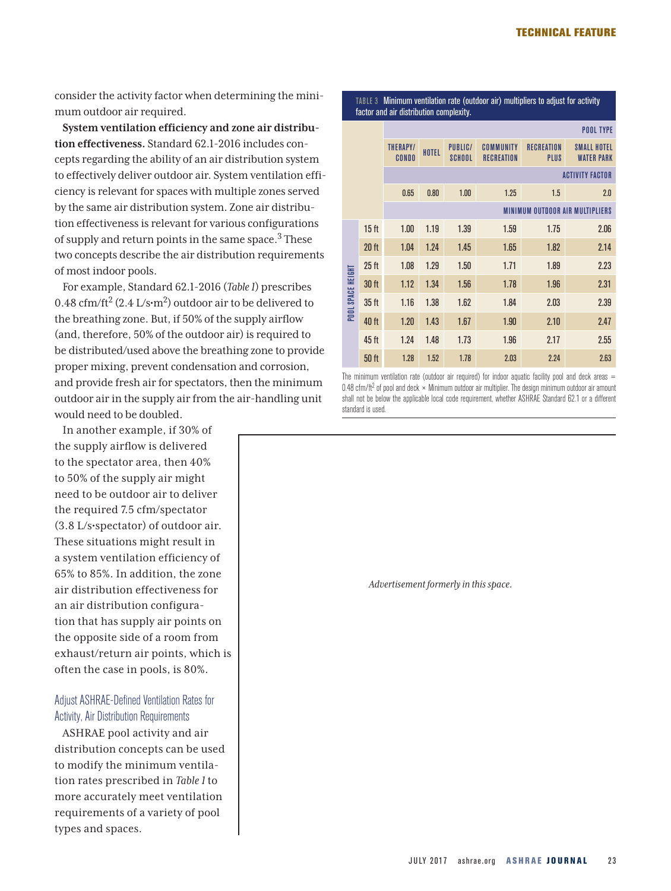consider the activity factor when determining the minimum outdoor air required.

**System ventilation efficiency and zone air distribution effectiveness.** Standard 62.1-2016 includes concepts regarding the ability of an air distribution system to effectively deliver outdoor air. System ventilation efficiency is relevant for spaces with multiple zones served by the same air distribution system. Zone air distribution effectiveness is relevant for various configurations of supply and return points in the same space.[3] These two concepts describe the air distribution requirements of most indoor pools.

For example, Standard 62.1-2016 (*Table 1*) prescribes 0.48 cfm/ft$^2$ (2.4 L/s·m$^2$) outdoor air to be delivered to the breathing zone. But, if 50% of the supply airflow (and, therefore, 50% of the outdoor air) is required to be distributed/used above the breathing zone to provide proper mixing, prevent condensation and corrosion, and provide fresh air for spectators, then the minimum outdoor air in the supply air from the air-handling unit would need to be doubled.

In another example, if 30% of the supply airflow is delivered to the spectator area, then 40% to 50% of the supply air might need to be outdoor air to deliver the required 7.5 cfm/spectator (3.8 L/s·spectator) of outdoor air. These situations might result in a system ventilation efficiency of 65% to 85%. In addition, the zone air distribution effectiveness for an air distribution configuration that has supply air points on the opposite side of a room from exhaust/return air points, which is often the case in pools, is 80%.

## Adjust ASHRAE-Defined Ventilation Rates for Activity, Air Distribution Requirements

ASHRAE pool activity and air distribution concepts can be used to modify the minimum ventilation rates prescribed in *Table 1* to more accurately meet ventilation requirements of a variety of pool types and spaces.

**TABLE 3** Minimum ventilation rate (outdoor air) multipliers to adjust for activity factor and air distribution complexity.

| | Pool Type | | | | | |
|---|---|---|---|---|---|---|
| | Therapy/Condo | Hotel | Public/School | Community Recreation | Recreation Plus | Small Hotel Water Park |
| **Activity Factor** | 0.65 | 0.80 | 1.00 | 1.25 | 1.5 | 2.0 |
| **Pool Space Height** | **Minimum Outdoor Air Multipliers** | | | | | |
| 15 ft | 1.00 | 1.19 | 1.39 | 1.59 | 1.75 | 2.06 |
| 20 ft | 1.04 | 1.24 | 1.45 | 1.65 | 1.82 | 2.14 |
| 25 ft | 1.08 | 1.29 | 1.50 | 1.71 | 1.89 | 2.23 |
| 30 ft | 1.12 | 1.34 | 1.56 | 1.78 | 1.96 | 2.31 |
| 35 ft | 1.16 | 1.38 | 1.62 | 1.84 | 2.03 | 2.39 |
| 40 ft | 1.20 | 1.43 | 1.67 | 1.90 | 2.10 | 2.47 |
| 45 ft | 1.24 | 1.48 | 1.73 | 1.96 | 2.17 | 2.55 |
| 50 ft | 1.28 | 1.52 | 1.78 | 2.03 | 2.24 | 2.63 |

The minimum ventilation rate (outdoor air required) for indoor aquatic facility pool and deck areas = 0.48 cfm/ft$^2$ of pool and deck × Minimum outdoor air multiplier. The design minimum outdoor air amount shall not be below the applicable local code requirement, whether ASHRAE Standard 62.1 or a different standard is used.

*Advertisement formerly in this space.*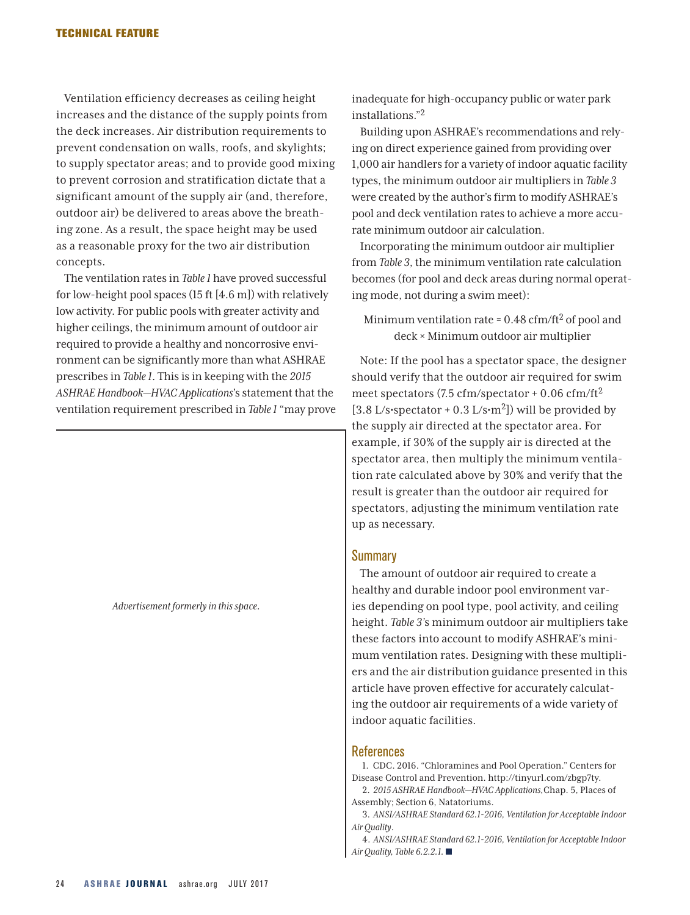Ventilation efficiency decreases as ceiling height increases and the distance of the supply points from the deck increases. Air distribution requirements to prevent condensation on walls, roofs, and skylights; to supply spectator areas; and to provide good mixing to prevent corrosion and stratification dictate that a significant amount of the supply air (and, therefore, outdoor air) be delivered to areas above the breathing zone. As a result, the space height may be used as a reasonable proxy for the two air distribution concepts.

The ventilation rates in *Table 1* have proved successful for low-height pool spaces (15 ft [4.6 m]) with relatively low activity. For public pools with greater activity and higher ceilings, the minimum amount of outdoor air required to provide a healthy and noncorrosive environment can be significantly more than what ASHRAE prescribes in *Table 1*. This is in keeping with the *2015 ASHRAE Handbook—HVAC Applications*'s statement that the ventilation requirement prescribed in *Table 1* "may prove inadequate for high-occupancy public or water park installations."[2]

*Advertisement formerly in this space.*

Building upon ASHRAE's recommendations and relying on direct experience gained from providing over 1,000 air handlers for a variety of indoor aquatic facility types, the minimum outdoor air multipliers in *Table 3* were created by the author's firm to modify ASHRAE's pool and deck ventilation rates to achieve a more accurate minimum outdoor air calculation.

Incorporating the minimum outdoor air multiplier from *Table 3*, the minimum ventilation rate calculation becomes (for pool and deck areas during normal operating mode, not during a swim meet):

$$\text{Minimum ventilation rate} = 0.48\ \text{cfm/ft}^2 \text{ of pool and deck} \times \text{Minimum outdoor air multiplier}$$

Note: If the pool has a spectator space, the designer should verify that the outdoor air required for swim meet spectators (7.5 cfm/spectator + 0.06 cfm/ft$^2$ [3.8 L/s·spectator + 0.3 L/s·m$^2$]) will be provided by the supply air directed at the spectator area. For example, if 30% of the supply air is directed at the spectator area, then multiply the minimum ventilation rate calculated above by 30% and verify that the result is greater than the outdoor air required for spectators, adjusting the minimum ventilation rate up as necessary.

## Summary

The amount of outdoor air required to create a healthy and durable indoor pool environment varies depending on pool type, pool activity, and ceiling height. *Table 3*'s minimum outdoor air multipliers take these factors into account to modify ASHRAE's minimum ventilation rates. Designing with these multipliers and the air distribution guidance presented in this article have proven effective for accurately calculating the outdoor air requirements of a wide variety of indoor aquatic facilities.

## References

1. CDC. 2016. "Chloramines and Pool Operation." Centers for Disease Control and Prevention. http://tinyurl.com/zbgp7ty.
2. *2015 ASHRAE Handbook—HVAC Applications,* Chap. 5, Places of Assembly; Section 6, Natatoriums.
3. *ANSI/ASHRAE Standard 62.1-2016, Ventilation for Acceptable Indoor Air Quality*.
4. *ANSI/ASHRAE Standard 62.1-2016, Ventilation for Acceptable Indoor Air Quality, Table 6.2.2.1.* ■